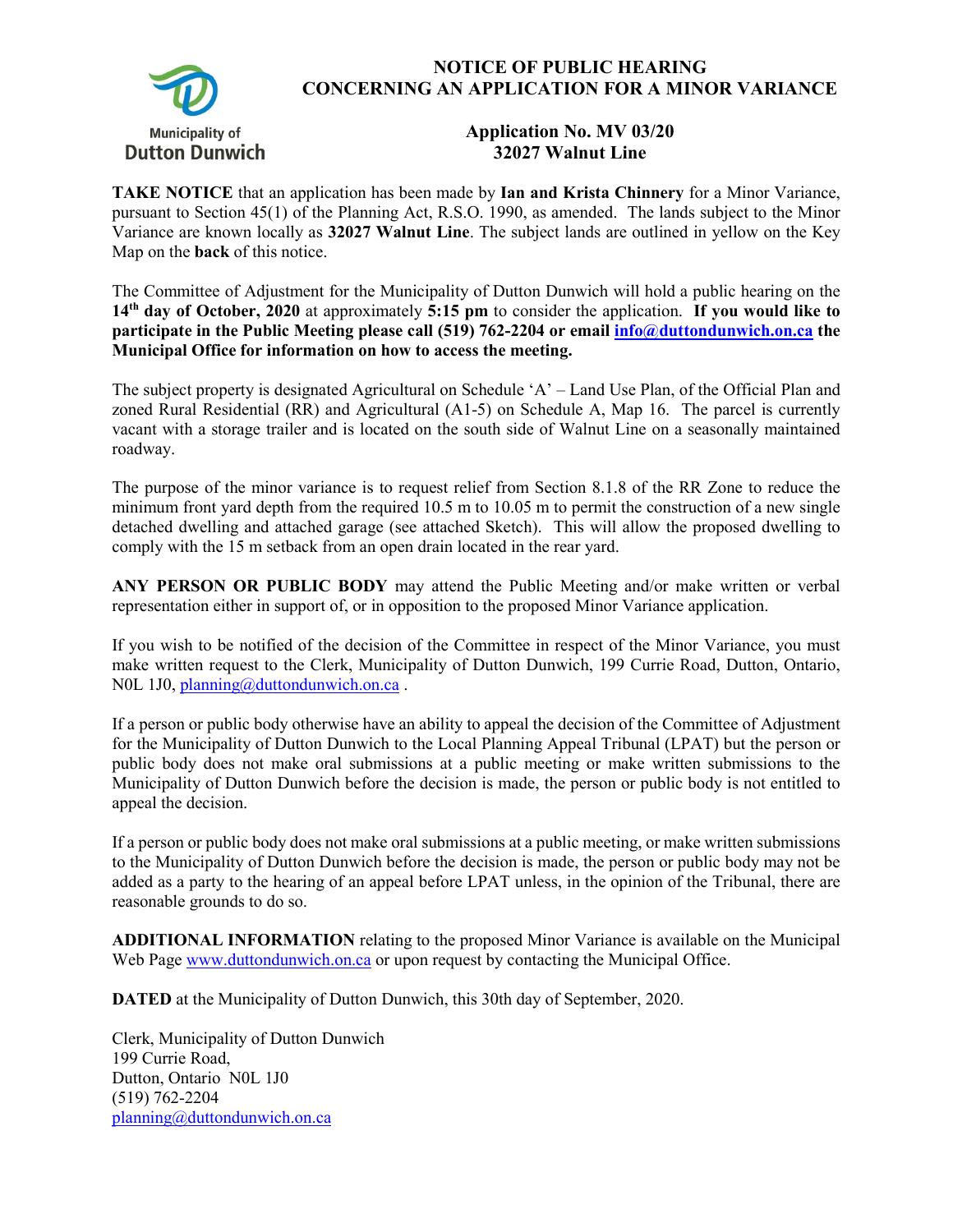Municipality of Dutton Dunwich

# NOTICE OF PUBLIC HEARING CONCERNING AN APPLICATION FOR A MINOR VARIANCE

## Application No. MV 03/20
## 32027 Walnut Line

**TAKE NOTICE** that an application has been made by **Ian and Krista Chinnery** for a Minor Variance, pursuant to Section 45(1) of the Planning Act, R.S.O. 1990, as amended. The lands subject to the Minor Variance are known locally as **32027 Walnut Line**. The subject lands are outlined in yellow on the Key Map on the **back** of this notice.

The Committee of Adjustment for the Municipality of Dutton Dunwich will hold a public hearing on the **14th day of October, 2020** at approximately **5:15 pm** to consider the application. **If you would like to participate in the Public Meeting please call (519) 762-2204 or email info@duttondunwich.on.ca the Municipal Office for information on how to access the meeting.**

The subject property is designated Agricultural on Schedule 'A' – Land Use Plan, of the Official Plan and zoned Rural Residential (RR) and Agricultural (A1-5) on Schedule A, Map 16. The parcel is currently vacant with a storage trailer and is located on the south side of Walnut Line on a seasonally maintained roadway.

The purpose of the minor variance is to request relief from Section 8.1.8 of the RR Zone to reduce the minimum front yard depth from the required 10.5 m to 10.05 m to permit the construction of a new single detached dwelling and attached garage (see attached Sketch). This will allow the proposed dwelling to comply with the 15 m setback from an open drain located in the rear yard.

**ANY PERSON OR PUBLIC BODY** may attend the Public Meeting and/or make written or verbal representation either in support of, or in opposition to the proposed Minor Variance application.

If you wish to be notified of the decision of the Committee in respect of the Minor Variance, you must make written request to the Clerk, Municipality of Dutton Dunwich, 199 Currie Road, Dutton, Ontario, N0L 1J0, planning@duttondunwich.on.ca .

If a person or public body otherwise have an ability to appeal the decision of the Committee of Adjustment for the Municipality of Dutton Dunwich to the Local Planning Appeal Tribunal (LPAT) but the person or public body does not make oral submissions at a public meeting or make written submissions to the Municipality of Dutton Dunwich before the decision is made, the person or public body is not entitled to appeal the decision.

If a person or public body does not make oral submissions at a public meeting, or make written submissions to the Municipality of Dutton Dunwich before the decision is made, the person or public body may not be added as a party to the hearing of an appeal before LPAT unless, in the opinion of the Tribunal, there are reasonable grounds to do so.

**ADDITIONAL INFORMATION** relating to the proposed Minor Variance is available on the Municipal Web Page www.duttondunwich.on.ca or upon request by contacting the Municipal Office.

**DATED** at the Municipality of Dutton Dunwich, this 30th day of September, 2020.

Clerk, Municipality of Dutton Dunwich
199 Currie Road,
Dutton, Ontario N0L 1J0
(519) 762-2204
planning@duttondunwich.on.ca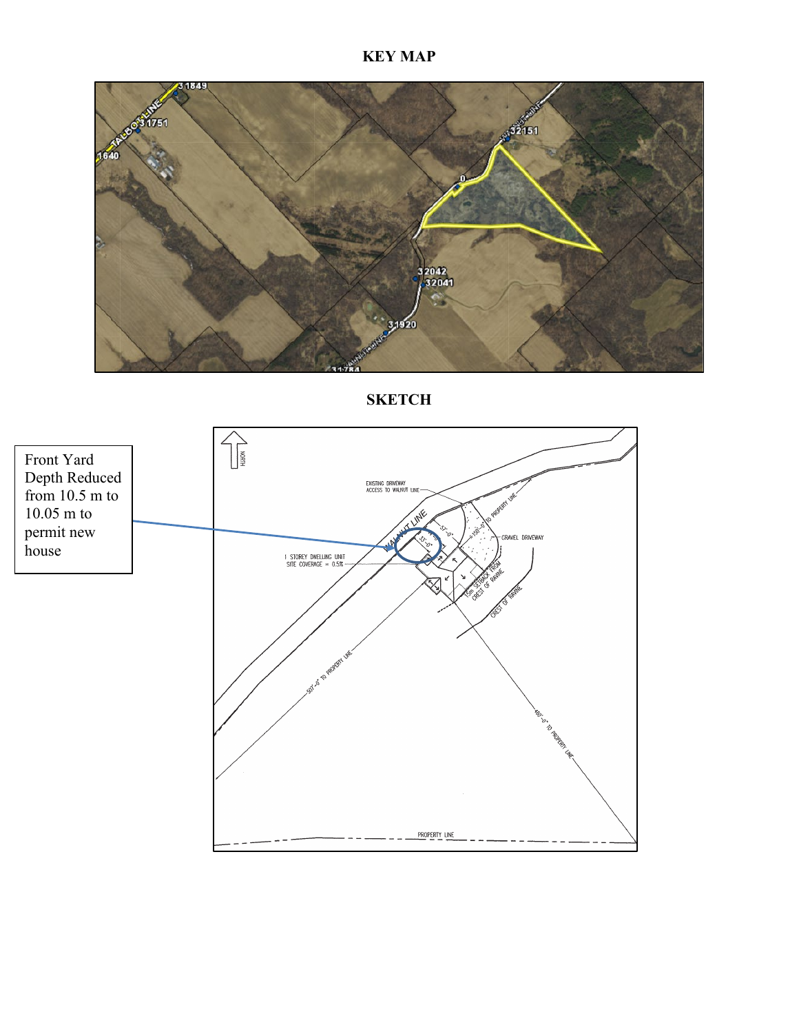# KEY MAP

31849
TALBOT LINE
31751
1640
WALNUT LINE
32151
0
32042
32041
31920
WALNUT LINE
31784

# SKETCH

NORTH

EXISTING DRIVEWAY ACCESS TO WALNUT LINE

WALNUT LINE

57'-0"

35'-0"

150'-0" TO PROPERTY LINE

GRAVEL DRIVEWAY

1 STOREY DWELLING UNIT SITE COVERAGE = 0.5%

15m SETBACK FROM CREST OF RAVINE

CREST OF RAVINE

507'-0" TO PROPERTY LINE

460'-0" TO PROPERTY LINE

PROPERTY LINE

Front Yard Depth Reduced from 10.5 m to 10.05 m to permit new house